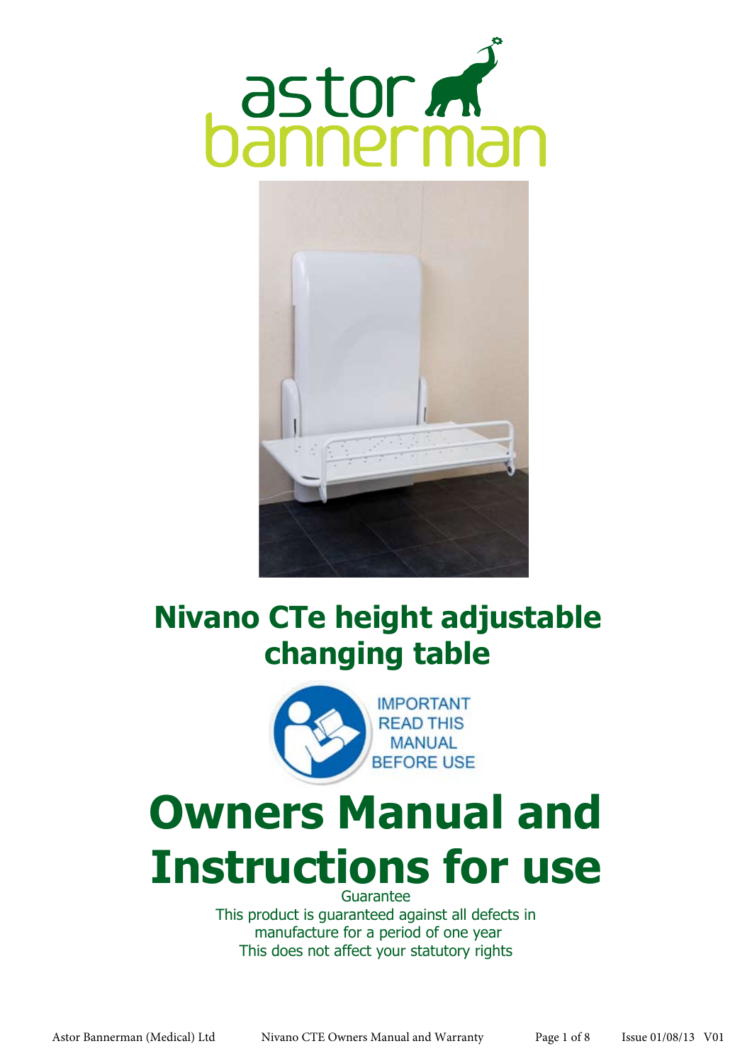astor bannerman

# Nivano CTe height adjustable changing table

IMPORTANT READ THIS MANUAL BEFORE USE

# Owners Manual and Instructions for use

Guarantee

This product is guaranteed against all defects in manufacture for a period of one year

This does not affect your statutory rights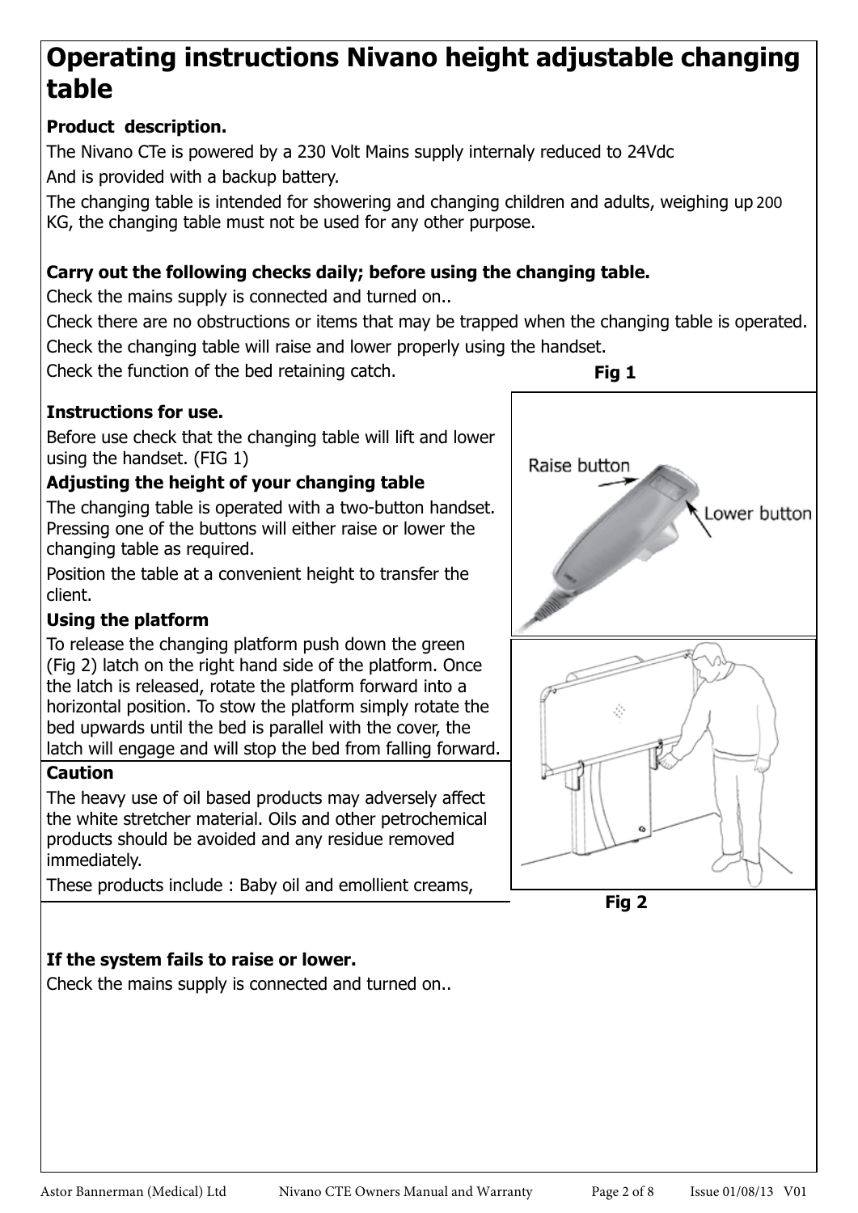# Operating instructions Nivano height adjustable changing table

**Product description.**

The Nivano CTe is powered by a 230 Volt Mains supply internaly reduced to 24Vdc

And is provided with a backup battery.

The changing table is intended for showering and changing children and adults, weighing up 200 KG, the changing table must not be used for any other purpose.

**Carry out the following checks daily; before using the changing table.**

Check the mains supply is connected and turned on..

Check there are no obstructions or items that may be trapped when the changing table is operated.

Check the changing table will raise and lower properly using the handset.

Check the function of the bed retaining catch.

**Instructions for use.**

Before use check that the changing table will lift and lower using the handset. (FIG 1)

**Adjusting the height of your changing table**

The changing table is operated with a two-button handset. Pressing one of the buttons will either raise or lower the changing table as required.

Position the table at a convenient height to transfer the client.

**Using the platform**

To release the changing platform push down the green (Fig 2) latch on the right hand side of the platform. Once the latch is released, rotate the platform forward into a horizontal position. To stow the platform simply rotate the bed upwards until the bed is parallel with the cover, the latch will engage and will stop the bed from falling forward.

Fig 1

Raise button

Lower button

Fig 2

**Caution**

The heavy use of oil based products may adversely affect the white stretcher material. Oils and other petrochemical products should be avoided and any residue removed immediately.

These products include : Baby oil and emollient creams,

**If the system fails to raise or lower.**

Check the mains supply is connected and turned on..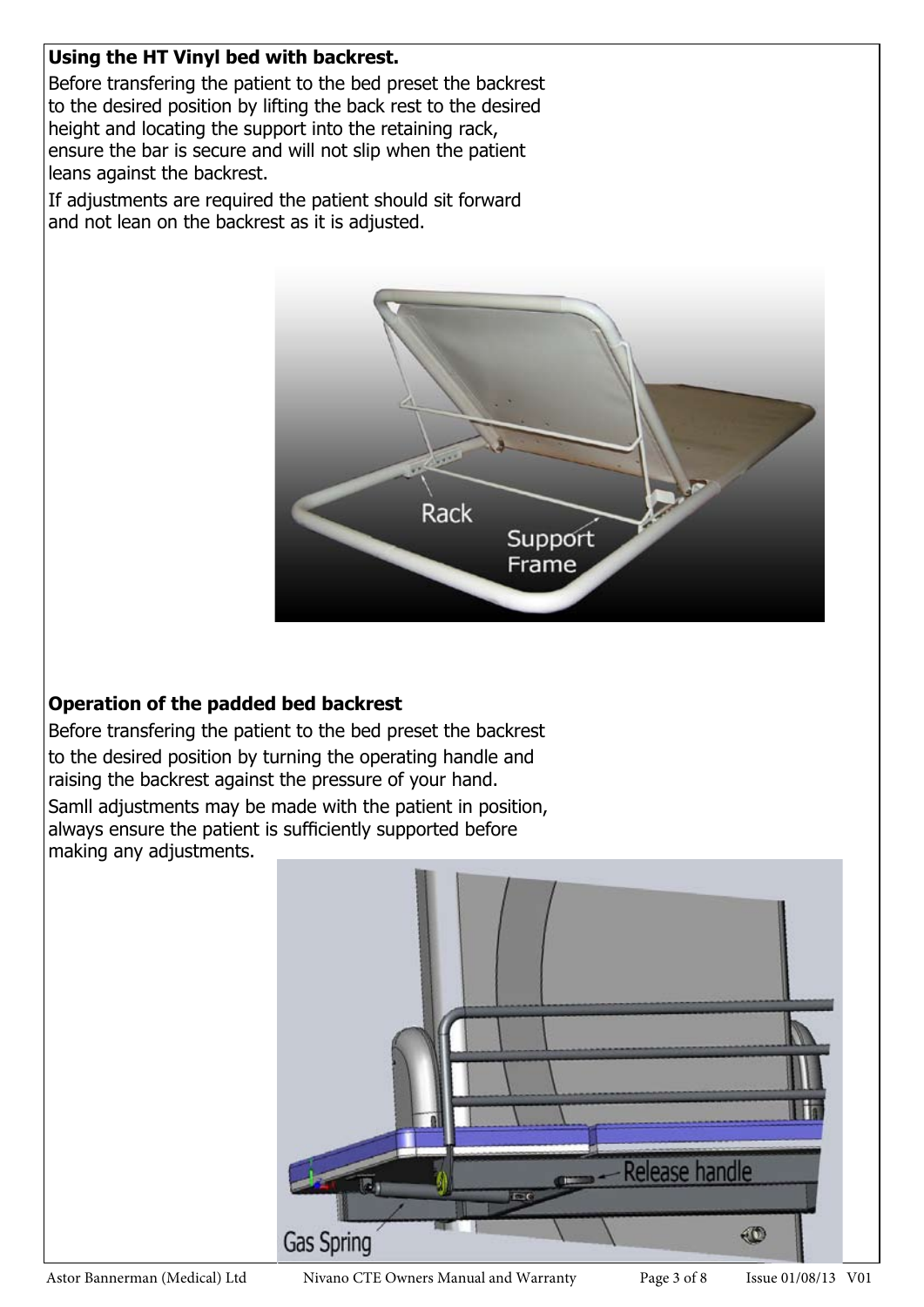**Using the HT Vinyl bed with backrest.**

Before transfering the patient to the bed preset the backrest to the desired position by lifting the back rest to the desired height and locating the support into the retaining rack, ensure the bar is secure and will not slip when the patient leans against the backrest.

If adjustments are required the patient should sit forward and not lean on the backrest as it is adjusted.

**Operation of the padded bed backrest**

Before transfering the patient to the bed preset the backrest to the desired position by turning the operating handle and raising the backrest against the pressure of your hand.

Samll adjustments may be made with the patient in position, always ensure the patient is sufficiently supported before making any adjustments.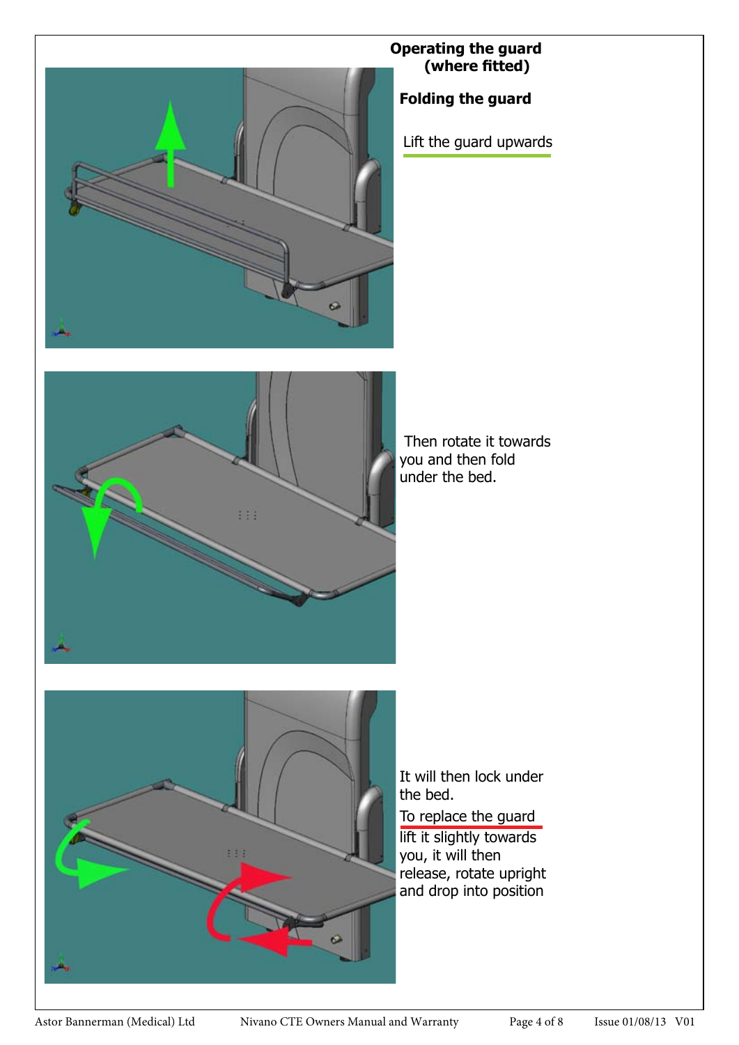## Operating the guard (where fitted)

### Folding the guard

Lift the guard upwards

Then rotate it towards you and then fold under the bed.

It will then lock under the bed.

To replace the guard lift it slightly towards you, it will then release, rotate upright and drop into position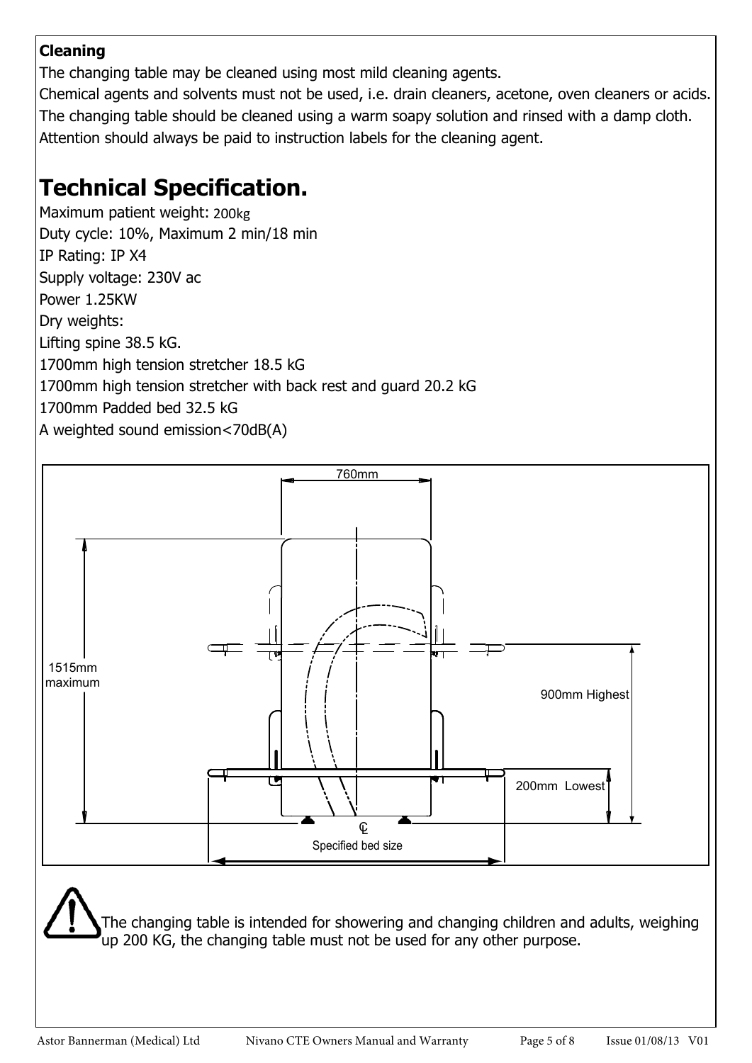**Cleaning**

The changing table may be cleaned using most mild cleaning agents.
Chemical agents and solvents must not be used, i.e. drain cleaners, acetone, oven cleaners or acids.
The changing table should be cleaned using a warm soapy solution and rinsed with a damp cloth.
Attention should always be paid to instruction labels for the cleaning agent.

# Technical Specification.

Maximum patient weight: 200kg
Duty cycle: 10%, Maximum 2 min/18 min
IP Rating: IP X4
Supply voltage: 230V ac
Power 1.25KW
Dry weights:
Lifting spine 38.5 kG.
1700mm high tension stretcher 18.5 kG
1700mm high tension stretcher with back rest and guard 20.2 kG
1700mm Padded bed 32.5 kG
A weighted sound emission<70dB(A)

760mm
1515mm maximum
900mm Highest
200mm Lowest
℄
Specified bed size

⚠ The changing table is intended for showering and changing children and adults, weighing up 200 KG, the changing table must not be used for any other purpose.